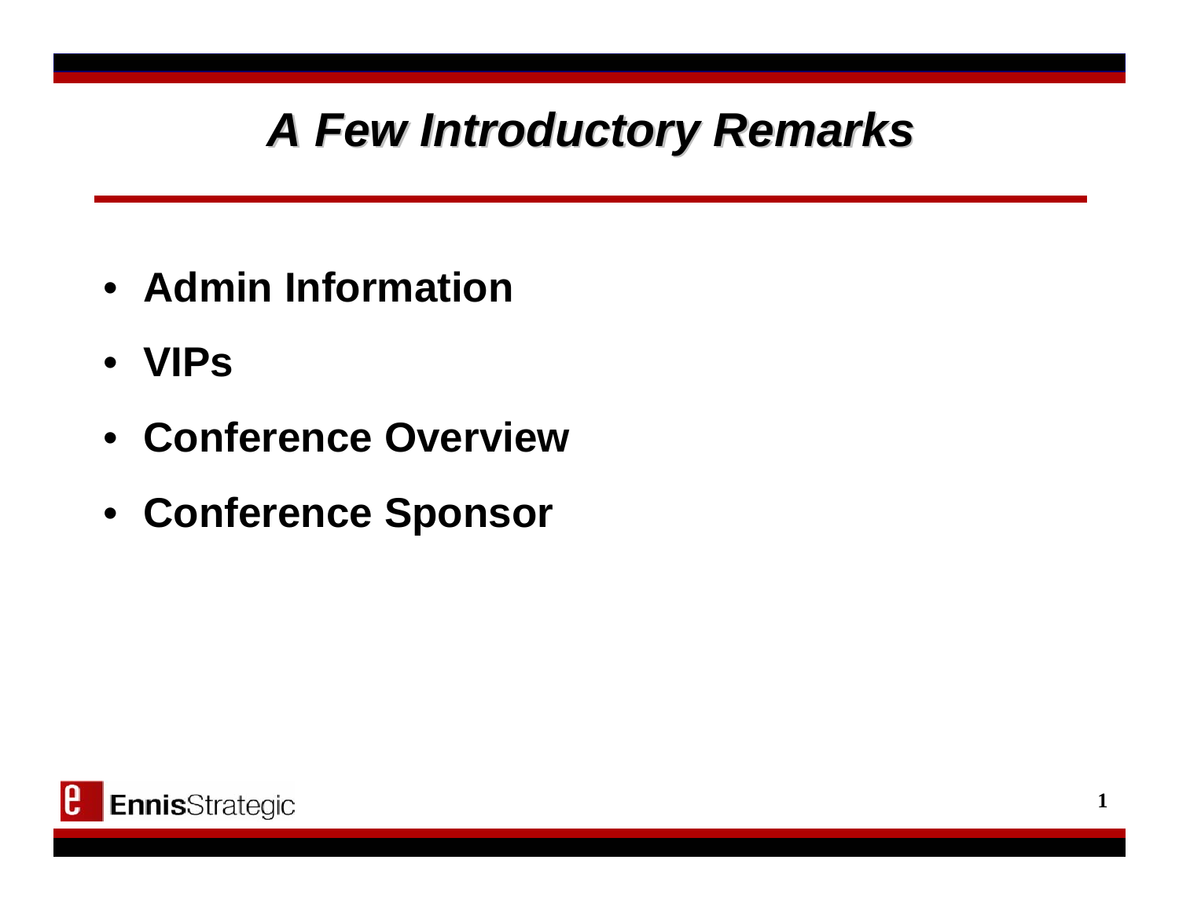# *A Few Introductory Remarks*

- **Admin Information**
- **VIPs**
- **Conference Overview**
- **Conference Sponsor**

**Ennis**Strategic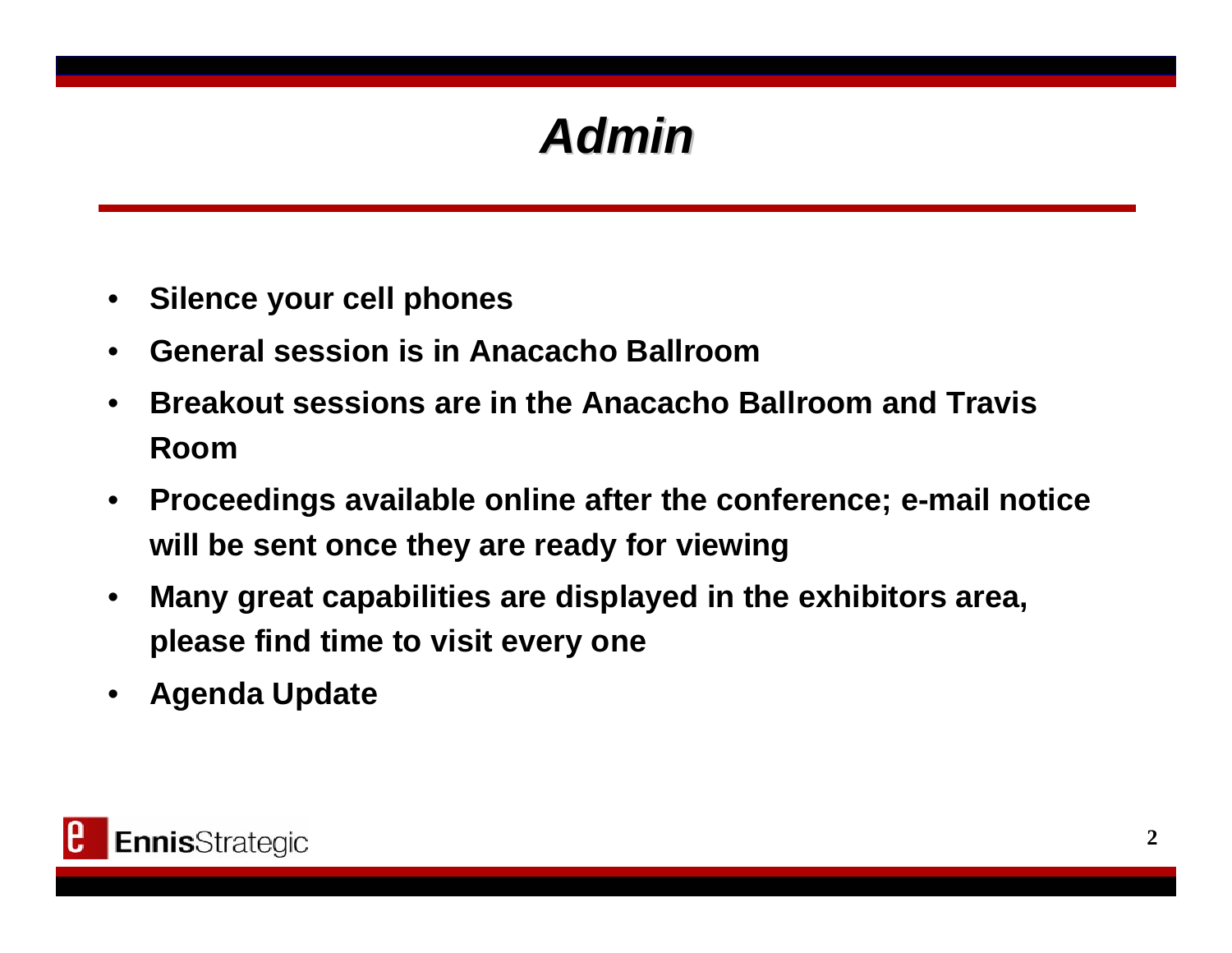# *Admin*

- **Silence your cell phones**
- **General session is in Anacacho Ballroom**
- **Breakout sessions are in the Anacacho Ballroom and Travis Room**
- **Proceedings available online after the conference; e-mail notice will be sent once they are ready for viewing**
- **Many great capabilities are displayed in the exhibitors area, please find time to visit every one**
- **Agenda Update**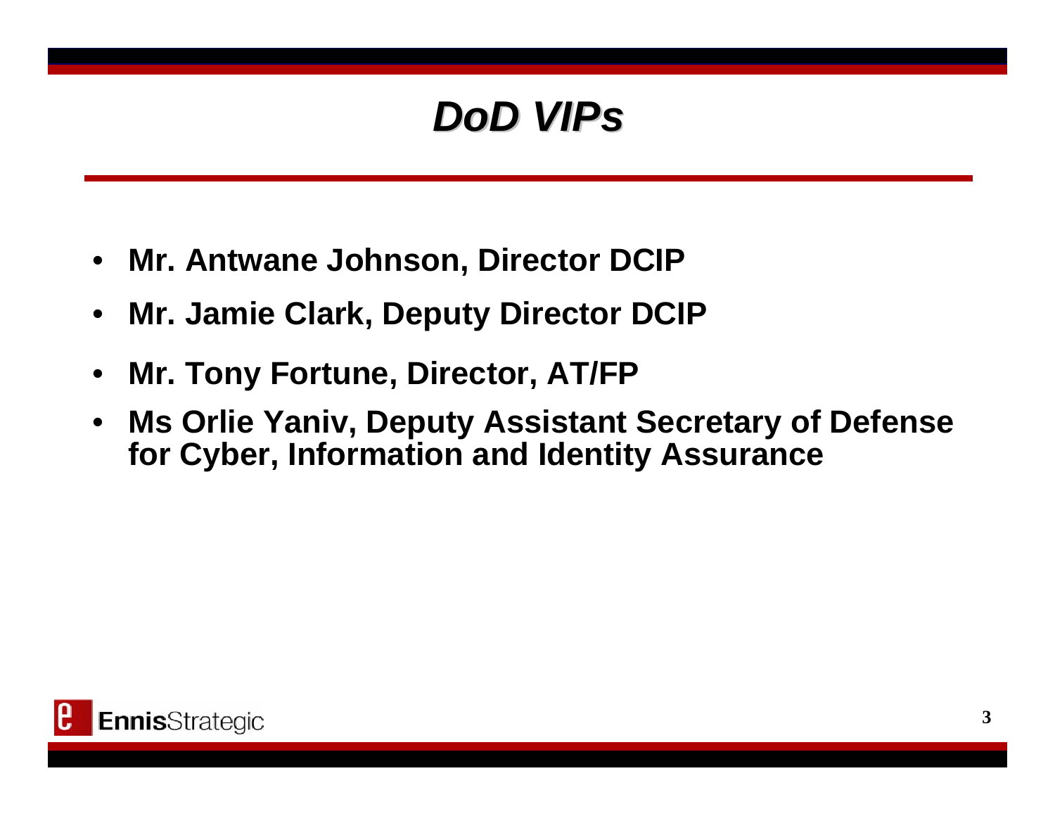# *DoD VIPs*

- **Mr. Antwane Johnson, Director DCIP**
- **Mr. Jamie Clark, Deputy Director DCIP**
- **Mr. Tony Fortune, Director, AT/FP**
- **Ms Orlie Yaniv, Deputy Assistant Secretary of Defense for Cyber, Information and Identity Assurance**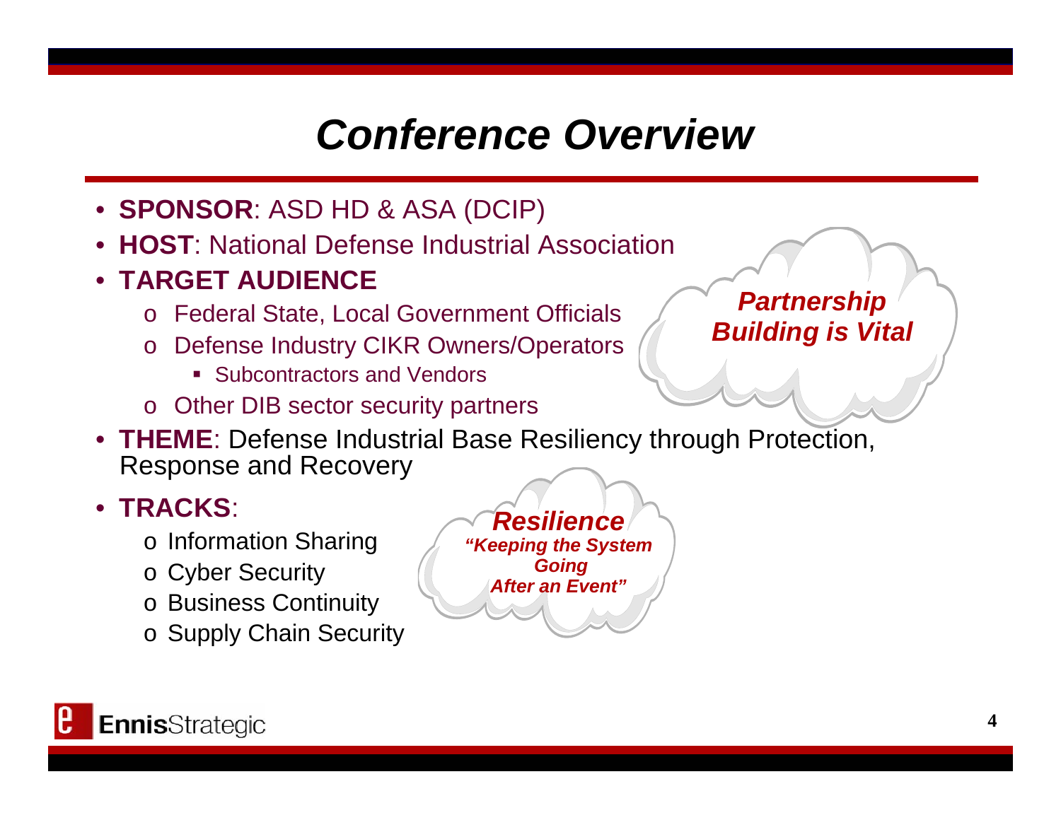# *Conference Overview*

- **SPONSOR**: ASD HD & ASA (DCIP)
- **HOST**: National Defense Industrial Association
- **TARGET AUDIENCE**
  - Federal State, Local Government Officials
  - Defense Industry CIKR Owners/Operators
    - Subcontractors and Vendors
  - Other DIB sector security partners
- **THEME**: Defense Industrial Base Resiliency through Protection, Response and Recovery
- **TRACKS**:
  - Information Sharing
  - Cyber Security
  - Business Continuity
  - Supply Chain Security

***Partnership Building is Vital***

***Resilience***
***"Keeping the System Going After an Event"***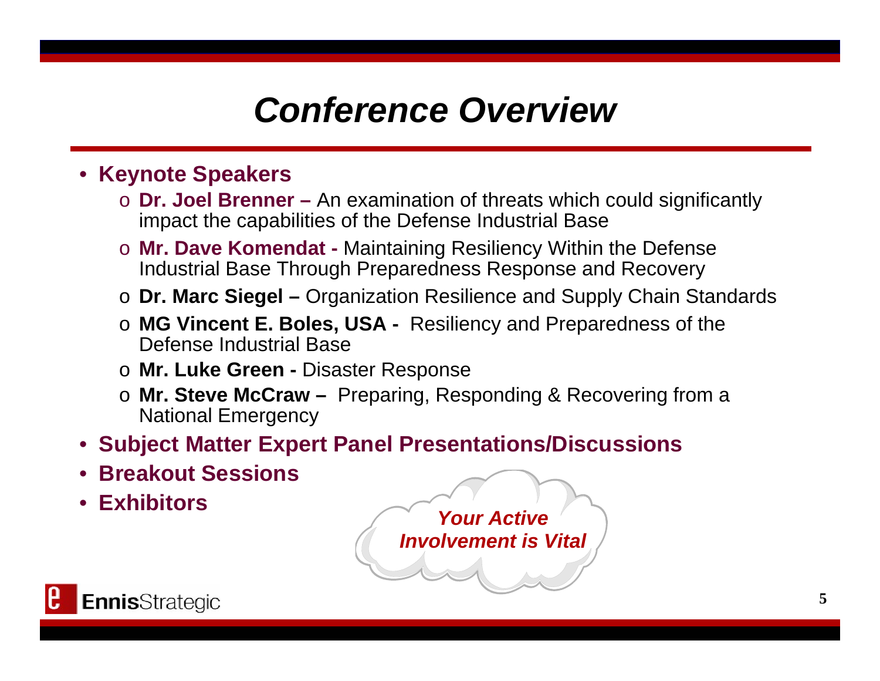# *Conference Overview*

- **Keynote Speakers**
  - **Dr. Joel Brenner –** An examination of threats which could significantly impact the capabilities of the Defense Industrial Base
  - **Mr. Dave Komendat -** Maintaining Resiliency Within the Defense Industrial Base Through Preparedness Response and Recovery
  - **Dr. Marc Siegel –** Organization Resilience and Supply Chain Standards
  - **MG Vincent E. Boles, USA -** Resiliency and Preparedness of the Defense Industrial Base
  - **Mr. Luke Green -** Disaster Response
  - **Mr. Steve McCraw –** Preparing, Responding & Recovering from a National Emergency
- **Subject Matter Expert Panel Presentations/Discussions**
- **Breakout Sessions**
- **Exhibitors**

***Your Active Involvement is Vital***

**Ennis**Strategic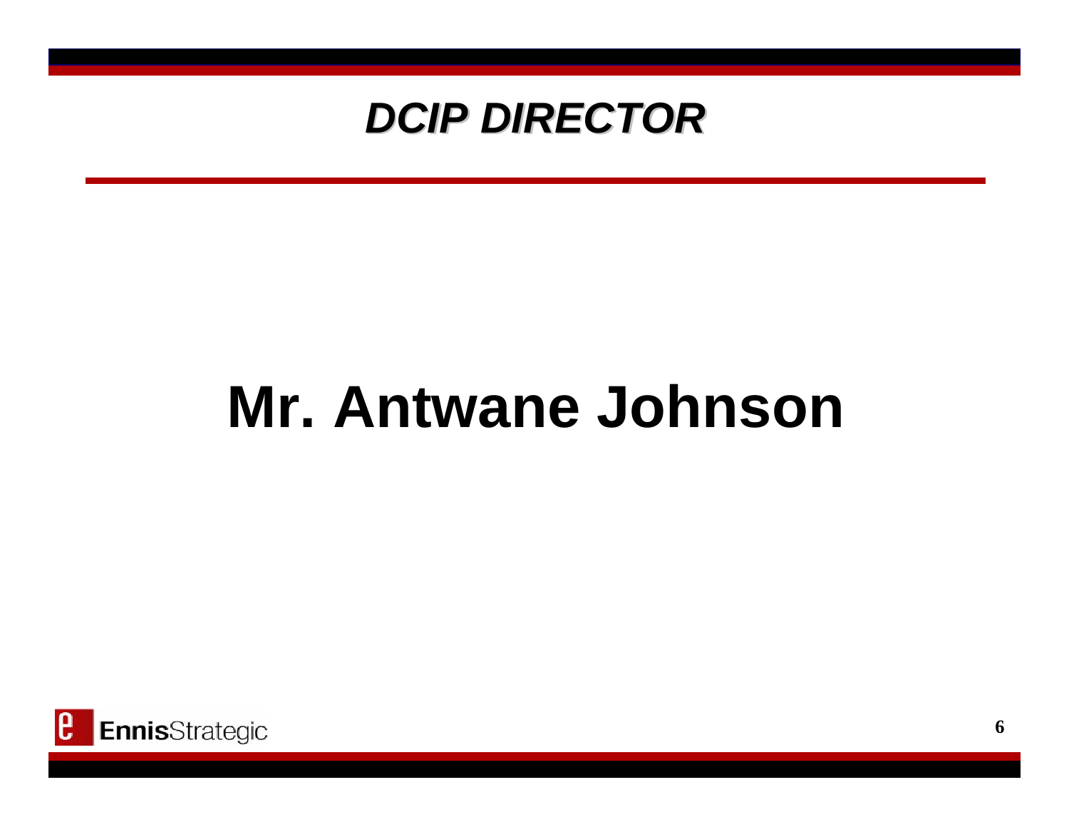# *DCIP DIRECTOR*

# Mr. Antwane Johnson

**Ennis**Strategic